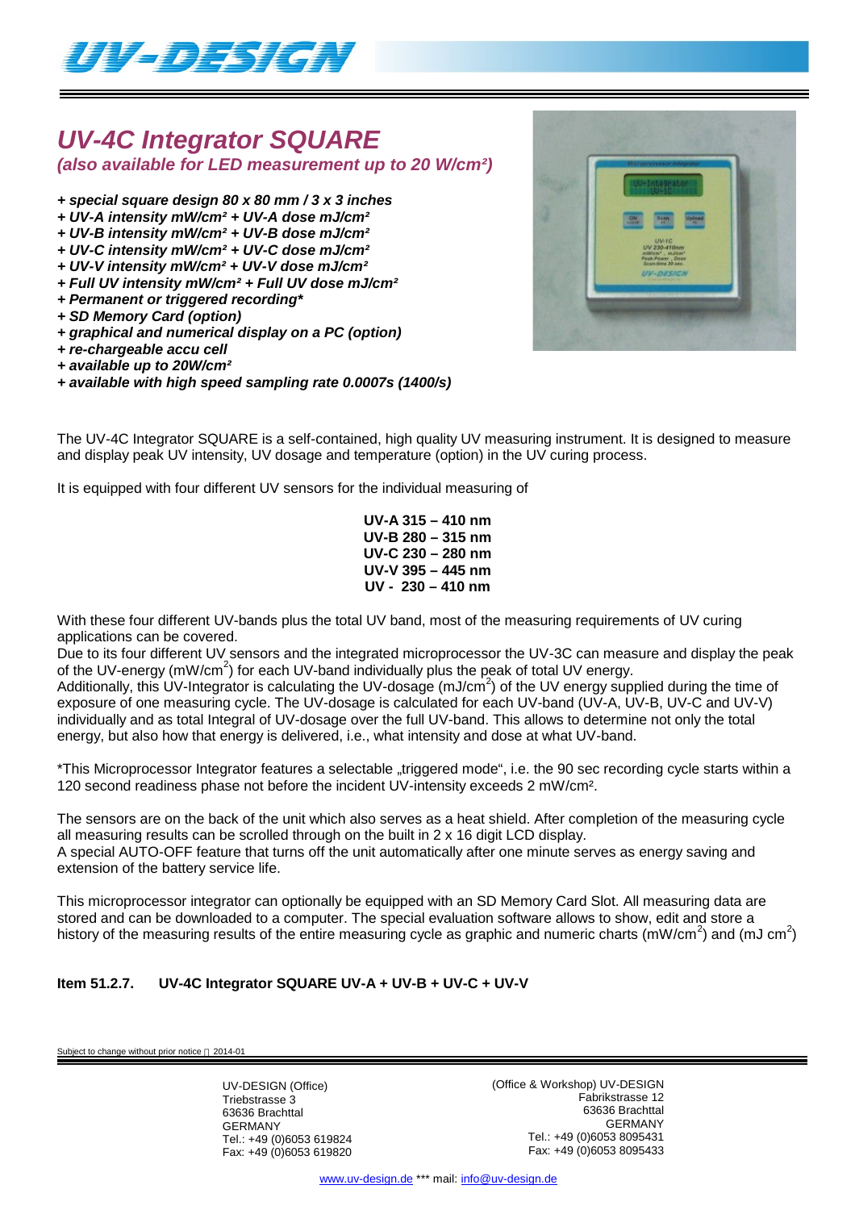# UV-4C Integrator SQUARE

***(also available for LED measurement up to 20 W/cm²)***

- ***+ special square design 80 x 80 mm / 3 x 3 inches***
- ***+ UV-A intensity mW/cm² + UV-A dose mJ/cm²***
- ***+ UV-B intensity mW/cm² + UV-B dose mJ/cm²***
- ***+ UV-C intensity mW/cm² + UV-C dose mJ/cm²***
- ***+ UV-V intensity mW/cm² + UV-V dose mJ/cm²***
- ***+ Full UV intensity mW/cm² + Full UV dose mJ/cm²***
- ***+ Permanent or triggered recording****
- ***+ SD Memory Card (option)***
- ***+ graphical and numerical display on a PC (option)***
- ***+ re-chargeable accu cell***
- ***+ available up to 20W/cm²***
- ***+ available with high speed sampling rate 0.0007s (1400/s)***

The UV-4C Integrator SQUARE is a self-contained, high quality UV measuring instrument. It is designed to measure and display peak UV intensity, UV dosage and temperature (option) in the UV curing process.

It is equipped with four different UV sensors for the individual measuring of

**UV-A 315 – 410 nm**
**UV-B 280 – 315 nm**
**UV-C 230 – 280 nm**
**UV-V 395 – 445 nm**
**UV - 230 – 410 nm**

With these four different UV-bands plus the total UV band, most of the measuring requirements of UV curing applications can be covered.
Due to its four different UV sensors and the integrated microprocessor the UV-3C can measure and display the peak of the UV-energy (mW/cm$^2$) for each UV-band individually plus the peak of total UV energy.
Additionally, this UV-Integrator is calculating the UV-dosage (mJ/cm$^2$) of the UV energy supplied during the time of exposure of one measuring cycle. The UV-dosage is calculated for each UV-band (UV-A, UV-B, UV-C and UV-V) individually and as total Integral of UV-dosage over the full UV-band. This allows to determine not only the total energy, but also how that energy is delivered, i.e., what intensity and dose at what UV-band.

*This Microprocessor Integrator features a selectable „triggered mode", i.e. the 90 sec recording cycle starts within a 120 second readiness phase not before the incident UV-intensity exceeds 2 mW/cm².

The sensors are on the back of the unit which also serves as a heat shield. After completion of the measuring cycle all measuring results can be scrolled through on the built in 2 x 16 digit LCD display.
A special AUTO-OFF feature that turns off the unit automatically after one minute serves as energy saving and extension of the battery service life.

This microprocessor integrator can optionally be equipped with an SD Memory Card Slot. All measuring data are stored and can be downloaded to a computer. The special evaluation software allows to show, edit and store a history of the measuring results of the entire measuring cycle as graphic and numeric charts (mW/cm$^2$) and (mJ cm$^2$)

**Item 51.2.7. UV-4C Integrator SQUARE UV-A + UV-B + UV-C + UV-V**

Subject to change without prior notice 2014-01

UV-DESIGN (Office)
Triebstrasse 3
63636 Brachttal
GERMANY
Tel.: +49 (0)6053 619824
Fax: +49 (0)6053 619820

(Office & Workshop) UV-DESIGN
Fabrikstrasse 12
63636 Brachttal
GERMANY
Tel.: +49 (0)6053 8095431
Fax: +49 (0)6053 8095433

www.uv-design.de *** mail: info@uv-design.de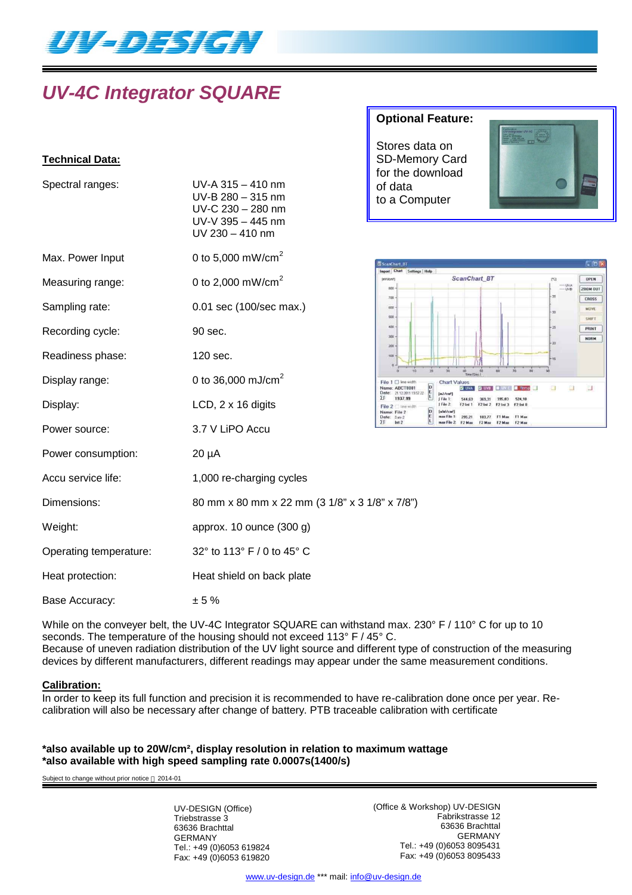# UV-4C Integrator SQUARE

**Optional Feature:**

Stores data on SD-Memory Card for the download of data to a Computer

**Technical Data:**

| | |
|---|---|
| Spectral ranges: | UV-A 315 – 410 nm<br>UV-B 280 – 315 nm<br>UV-C 230 – 280 nm<br>UV-V 395 – 445 nm<br>UV 230 – 410 nm |
| Max. Power Input | 0 to 5,000 mW/cm$^2$ |
| Measuring range: | 0 to 2,000 mW/cm$^2$ |
| Sampling rate: | 0.01 sec (100/sec max.) |
| Recording cycle: | 90 sec. |
| Readiness phase: | 120 sec. |
| Display range: | 0 to 36,000 mJ/cm$^2$ |
| Display: | LCD, 2 x 16 digits |
| Power source: | 3.7 V LiPO Accu |
| Power consumption: | 20 µA |
| Accu service life: | 1,000 re-charging cycles |
| Dimensions: | 80 mm x 80 mm x 22 mm (3 1/8" x 3 1/8" x 7/8") |
| Weight: | approx. 10 ounce (300 g) |
| Operating temperature: | 32° to 113° F / 0 to 45° C |
| Heat protection: | Heat shield on back plate |
| Base Accuracy: | ± 5 % |

While on the conveyer belt, the UV-4C Integrator SQUARE can withstand max. 230° F / 110° C for up to 10 seconds. The temperature of the housing should not exceed 113° F / 45° C.
Because of uneven radiation distribution of the UV light source and different type of construction of the measuring devices by different manufacturers, different readings may appear under the same measurement conditions.

**Calibration:**
In order to keep its full function and precision it is recommended to have re-calibration done once per year. Re-calibration will also be necessary after change of battery. PTB traceable calibration with certificate

**\*also available up to 20W/cm², display resolution in relation to maximum wattage**
**\*also available with high speed sampling rate 0.0007s(1400/s)**

Subject to change without prior notice 2014-01

UV-DESIGN (Office)
Triebstrasse 3
63636 Brachttal
GERMANY
Tel.: +49 (0)6053 619824
Fax: +49 (0)6053 619820

(Office & Workshop) UV-DESIGN
Fabrikstrasse 12
63636 Brachttal
GERMANY
Tel.: +49 (0)6053 8095431
Fax: +49 (0)6053 8095433

www.uv-design.de *** mail: info@uv-design.de